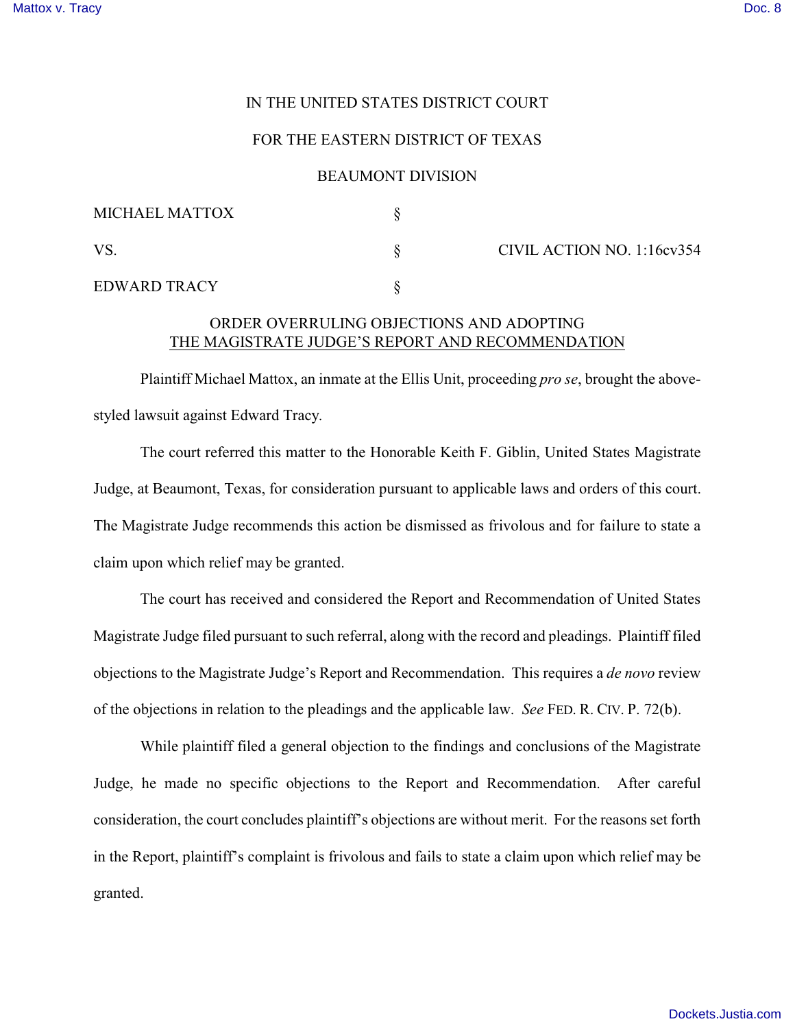IN THE UNITED STATES DISTRICT COURT

FOR THE EASTERN DISTRICT OF TEXAS

BEAUMONT DIVISION

| | | |
|---|---|---|
| MICHAEL MATTOX | § | |
| VS. | § | CIVIL ACTION NO. 1:16cv354 |
| EDWARD TRACY | § | |

ORDER OVERRULING OBJECTIONS AND ADOPTING
THE MAGISTRATE JUDGE'S REPORT AND RECOMMENDATION

Plaintiff Michael Mattox, an inmate at the Ellis Unit, proceeding *pro se*, brought the above-styled lawsuit against Edward Tracy.

The court referred this matter to the Honorable Keith F. Giblin, United States Magistrate Judge, at Beaumont, Texas, for consideration pursuant to applicable laws and orders of this court. The Magistrate Judge recommends this action be dismissed as frivolous and for failure to state a claim upon which relief may be granted.

The court has received and considered the Report and Recommendation of United States Magistrate Judge filed pursuant to such referral, along with the record and pleadings. Plaintiff filed objections to the Magistrate Judge's Report and Recommendation. This requires a *de novo* review of the objections in relation to the pleadings and the applicable law. *See* FED. R. CIV. P. 72(b).

While plaintiff filed a general objection to the findings and conclusions of the Magistrate Judge, he made no specific objections to the Report and Recommendation. After careful consideration, the court concludes plaintiff's objections are without merit. For the reasons set forth in the Report, plaintiff's complaint is frivolous and fails to state a claim upon which relief may be granted.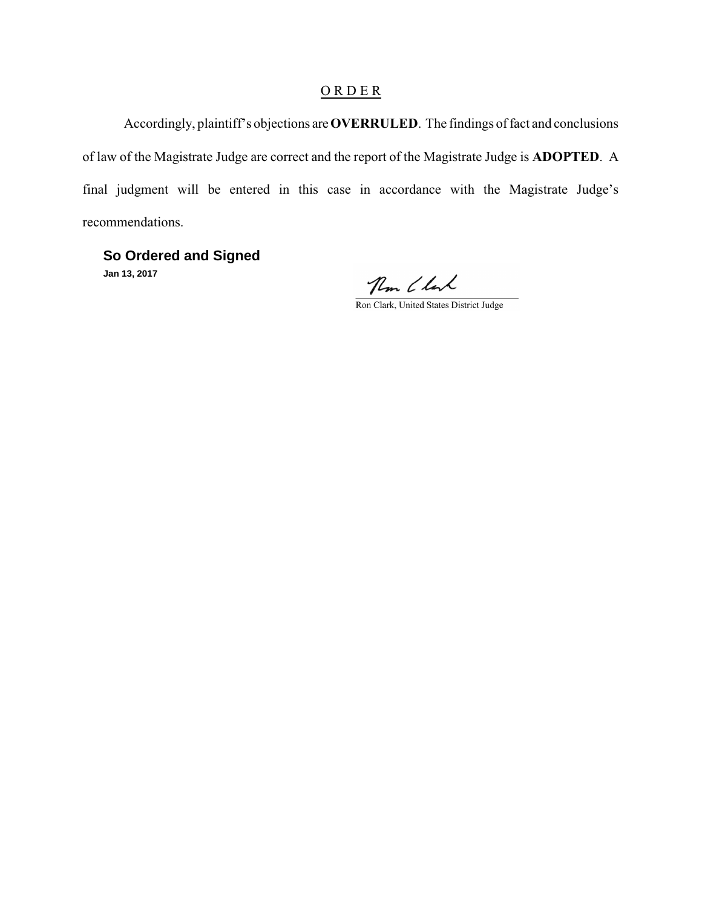## O R D E R

Accordingly, plaintiff's objections are **OVERRULED**. The findings of fact and conclusions of law of the Magistrate Judge are correct and the report of the Magistrate Judge is **ADOPTED**. A final judgment will be entered in this case in accordance with the Magistrate Judge's recommendations.

**So Ordered and Signed**

**Jan 13, 2017**

Ron Clark, United States District Judge